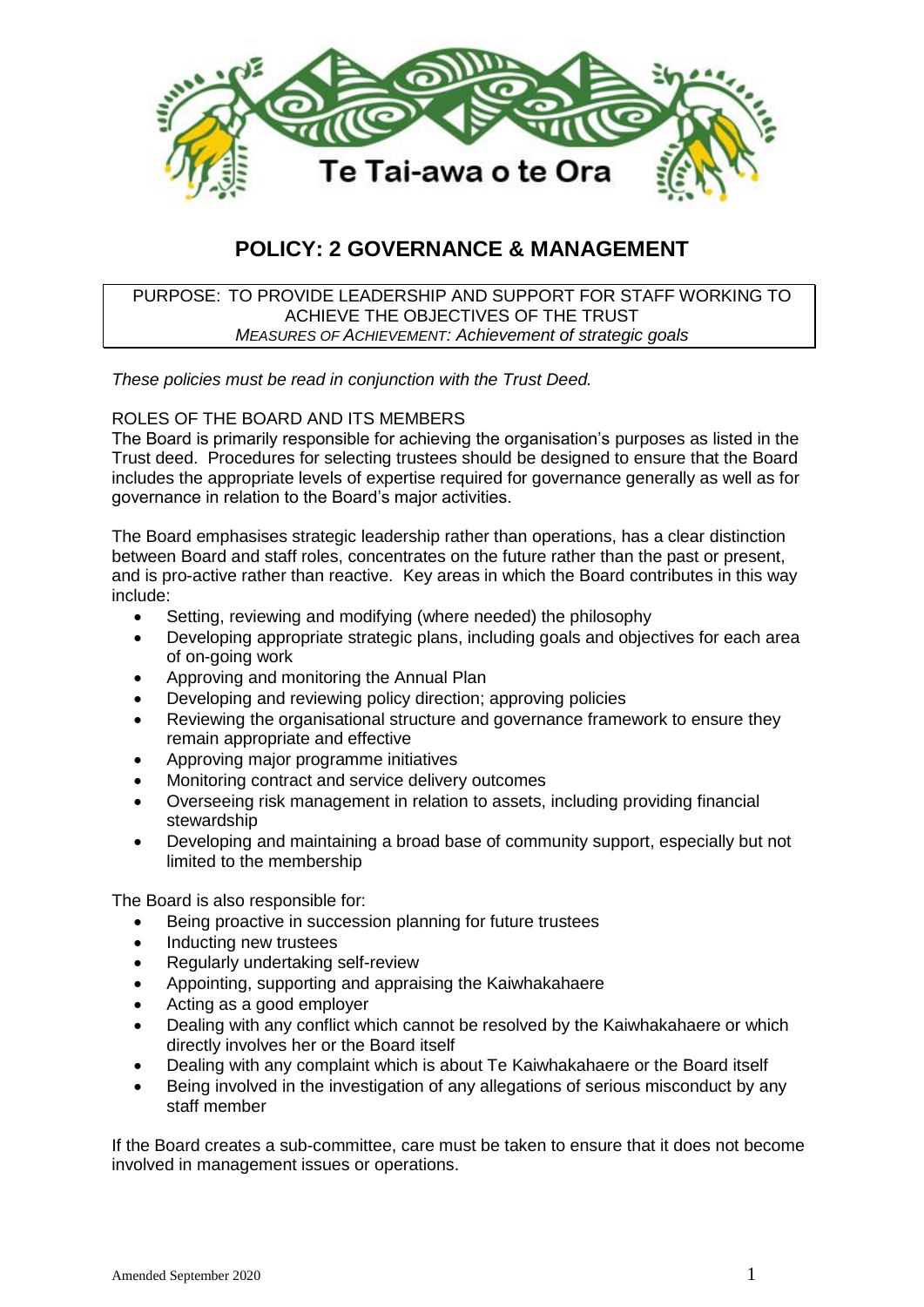Te Tai-awa o te Ora

# POLICY: 2 GOVERNANCE & MANAGEMENT

PURPOSE: TO PROVIDE LEADERSHIP AND SUPPORT FOR STAFF WORKING TO ACHIEVE THE OBJECTIVES OF THE TRUST
*MEASURES OF ACHIEVEMENT: Achievement of strategic goals*

*These policies must be read in conjunction with the Trust Deed.*

ROLES OF THE BOARD AND ITS MEMBERS
The Board is primarily responsible for achieving the organisation's purposes as listed in the Trust deed. Procedures for selecting trustees should be designed to ensure that the Board includes the appropriate levels of expertise required for governance generally as well as for governance in relation to the Board's major activities.

The Board emphasises strategic leadership rather than operations, has a clear distinction between Board and staff roles, concentrates on the future rather than the past or present, and is pro-active rather than reactive. Key areas in which the Board contributes in this way include:

- Setting, reviewing and modifying (where needed) the philosophy
- Developing appropriate strategic plans, including goals and objectives for each area of on-going work
- Approving and monitoring the Annual Plan
- Developing and reviewing policy direction; approving policies
- Reviewing the organisational structure and governance framework to ensure they remain appropriate and effective
- Approving major programme initiatives
- Monitoring contract and service delivery outcomes
- Overseeing risk management in relation to assets, including providing financial stewardship
- Developing and maintaining a broad base of community support, especially but not limited to the membership

The Board is also responsible for:

- Being proactive in succession planning for future trustees
- Inducting new trustees
- Regularly undertaking self-review
- Appointing, supporting and appraising the Kaiwhakahaere
- Acting as a good employer
- Dealing with any conflict which cannot be resolved by the Kaiwhakahaere or which directly involves her or the Board itself
- Dealing with any complaint which is about Te Kaiwhakahaere or the Board itself
- Being involved in the investigation of any allegations of serious misconduct by any staff member

If the Board creates a sub-committee, care must be taken to ensure that it does not become involved in management issues or operations.

Amended September 2020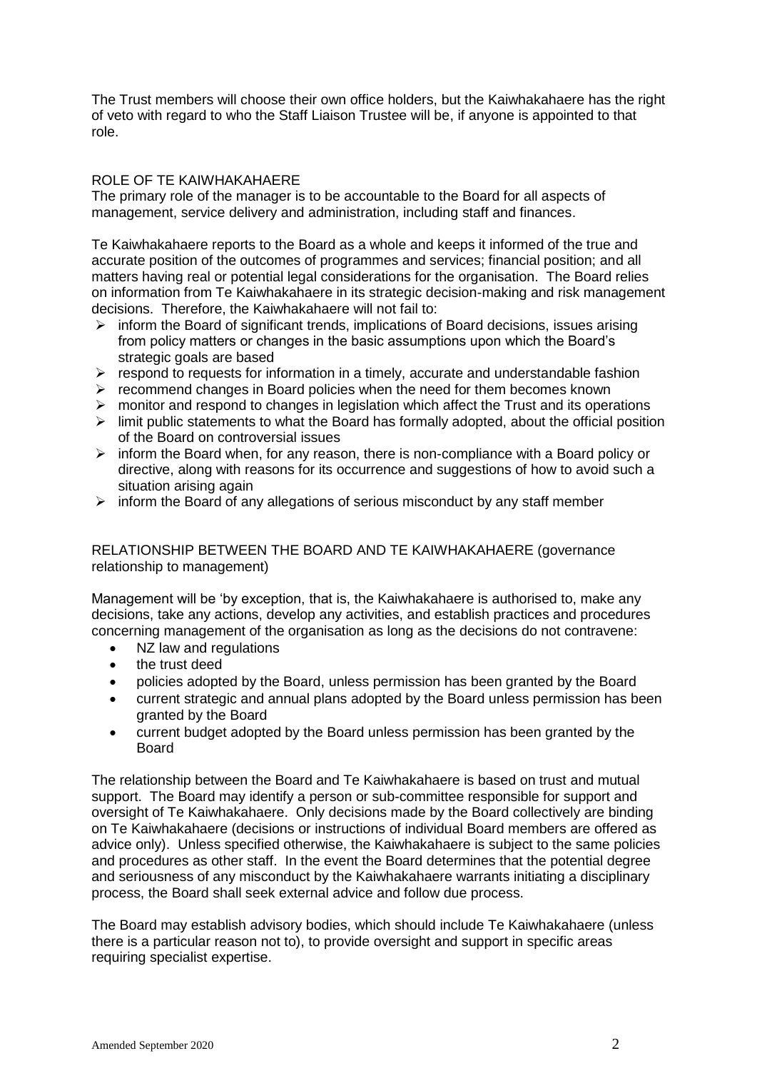The Trust members will choose their own office holders, but the Kaiwhakahaere has the right of veto with regard to who the Staff Liaison Trustee will be, if anyone is appointed to that role.

## ROLE OF TE KAIWHAKAHAERE

The primary role of the manager is to be accountable to the Board for all aspects of management, service delivery and administration, including staff and finances.

Te Kaiwhakahaere reports to the Board as a whole and keeps it informed of the true and accurate position of the outcomes of programmes and services; financial position; and all matters having real or potential legal considerations for the organisation. The Board relies on information from Te Kaiwhakahaere in its strategic decision-making and risk management decisions. Therefore, the Kaiwhakahaere will not fail to:

- inform the Board of significant trends, implications of Board decisions, issues arising from policy matters or changes in the basic assumptions upon which the Board's strategic goals are based
- respond to requests for information in a timely, accurate and understandable fashion
- recommend changes in Board policies when the need for them becomes known
- monitor and respond to changes in legislation which affect the Trust and its operations
- limit public statements to what the Board has formally adopted, about the official position of the Board on controversial issues
- inform the Board when, for any reason, there is non-compliance with a Board policy or directive, along with reasons for its occurrence and suggestions of how to avoid such a situation arising again
- inform the Board of any allegations of serious misconduct by any staff member

## RELATIONSHIP BETWEEN THE BOARD AND TE KAIWHAKAHAERE (governance relationship to management)

Management will be 'by exception, that is, the Kaiwhakahaere is authorised to, make any decisions, take any actions, develop any activities, and establish practices and procedures concerning management of the organisation as long as the decisions do not contravene:

- NZ law and regulations
- the trust deed
- policies adopted by the Board, unless permission has been granted by the Board
- current strategic and annual plans adopted by the Board unless permission has been granted by the Board
- current budget adopted by the Board unless permission has been granted by the Board

The relationship between the Board and Te Kaiwhakahaere is based on trust and mutual support. The Board may identify a person or sub-committee responsible for support and oversight of Te Kaiwhakahaere. Only decisions made by the Board collectively are binding on Te Kaiwhakahaere (decisions or instructions of individual Board members are offered as advice only). Unless specified otherwise, the Kaiwhakahaere is subject to the same policies and procedures as other staff. In the event the Board determines that the potential degree and seriousness of any misconduct by the Kaiwhakahaere warrants initiating a disciplinary process, the Board shall seek external advice and follow due process.

The Board may establish advisory bodies, which should include Te Kaiwhakahaere (unless there is a particular reason not to), to provide oversight and support in specific areas requiring specialist expertise.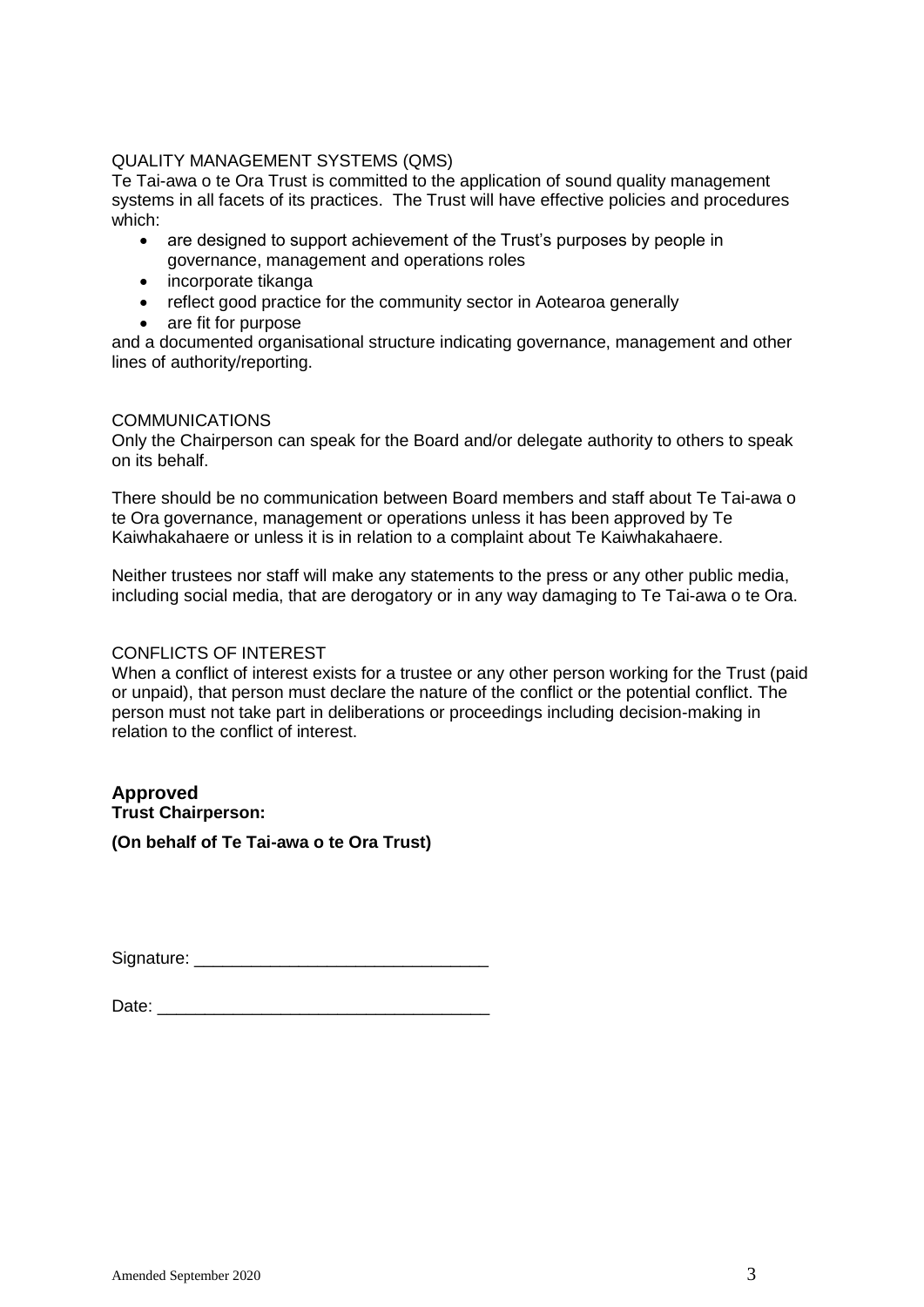QUALITY MANAGEMENT SYSTEMS (QMS)

Te Tai-awa o te Ora Trust is committed to the application of sound quality management systems in all facets of its practices. The Trust will have effective policies and procedures which:

- are designed to support achievement of the Trust's purposes by people in governance, management and operations roles
- incorporate tikanga
- reflect good practice for the community sector in Aotearoa generally
- are fit for purpose

and a documented organisational structure indicating governance, management and other lines of authority/reporting.

COMMUNICATIONS

Only the Chairperson can speak for the Board and/or delegate authority to others to speak on its behalf.

There should be no communication between Board members and staff about Te Tai-awa o te Ora governance, management or operations unless it has been approved by Te Kaiwhakahaere or unless it is in relation to a complaint about Te Kaiwhakahaere.

Neither trustees nor staff will make any statements to the press or any other public media, including social media, that are derogatory or in any way damaging to Te Tai-awa o te Ora.

CONFLICTS OF INTEREST

When a conflict of interest exists for a trustee or any other person working for the Trust (paid or unpaid), that person must declare the nature of the conflict or the potential conflict. The person must not take part in deliberations or proceedings including decision-making in relation to the conflict of interest.

**Approved**

**Trust Chairperson:**

**(On behalf of Te Tai-awa o te Ora Trust)**

Signature: ______________________________

Date: __________________________________

Amended September 2020